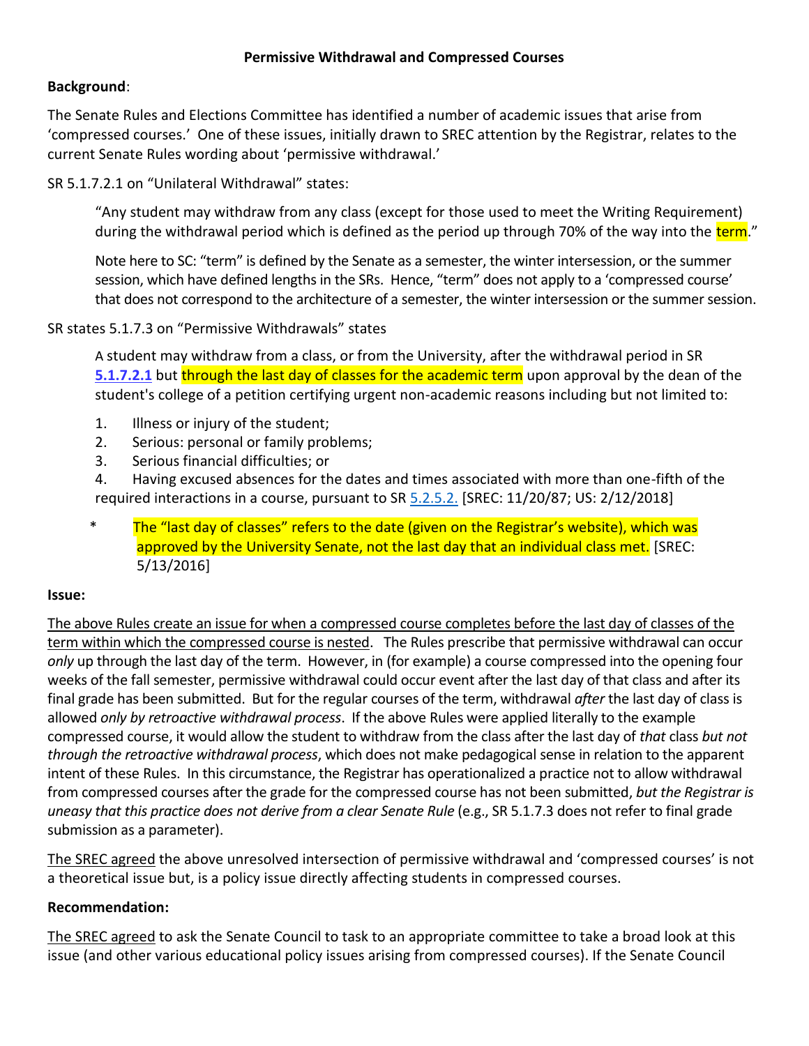**Permissive Withdrawal and Compressed Courses**

**Background**:

The Senate Rules and Elections Committee has identified a number of academic issues that arise from 'compressed courses.' One of these issues, initially drawn to SREC attention by the Registrar, relates to the current Senate Rules wording about 'permissive withdrawal.'

SR 5.1.7.2.1 on "Unilateral Withdrawal" states:

> "Any student may withdraw from any class (except for those used to meet the Writing Requirement) during the withdrawal period which is defined as the period up through 70% of the way into the term."
>
> Note here to SC: "term" is defined by the Senate as a semester, the winter intersession, or the summer session, which have defined lengths in the SRs. Hence, "term" does not apply to a 'compressed course' that does not correspond to the architecture of a semester, the winter intersession or the summer session.

SR states 5.1.7.3 on "Permissive Withdrawals" states

> A student may withdraw from a class, or from the University, after the withdrawal period in SR **5.1.7.2.1** but through the last day of classes for the academic term upon approval by the dean of the student's college of a petition certifying urgent non-academic reasons including but not limited to:
>
> 1. Illness or injury of the student;
> 2. Serious: personal or family problems;
> 3. Serious financial difficulties; or
> 4. Having excused absences for the dates and times associated with more than one-fifth of the required interactions in a course, pursuant to SR 5.2.5.2. [SREC: 11/20/87; US: 2/12/2018]
>
> \* The "last day of classes" refers to the date (given on the Registrar's website), which was approved by the University Senate, not the last day that an individual class met. [SREC: 5/13/2016]

**Issue:**

The above Rules create an issue for when a compressed course completes before the last day of classes of the term within which the compressed course is nested. The Rules prescribe that permissive withdrawal can occur *only* up through the last day of the term. However, in (for example) a course compressed into the opening four weeks of the fall semester, permissive withdrawal could occur event after the last day of that class and after its final grade has been submitted. But for the regular courses of the term, withdrawal *after* the last day of class is allowed *only by retroactive withdrawal process*. If the above Rules were applied literally to the example compressed course, it would allow the student to withdraw from the class after the last day of *that* class *but not through the retroactive withdrawal process*, which does not make pedagogical sense in relation to the apparent intent of these Rules. In this circumstance, the Registrar has operationalized a practice not to allow withdrawal from compressed courses after the grade for the compressed course has not been submitted, *but the Registrar is uneasy that this practice does not derive from a clear Senate Rule* (e.g., SR 5.1.7.3 does not refer to final grade submission as a parameter).

The SREC agreed the above unresolved intersection of permissive withdrawal and 'compressed courses' is not a theoretical issue but, is a policy issue directly affecting students in compressed courses.

**Recommendation:**

The SREC agreed to ask the Senate Council to task to an appropriate committee to take a broad look at this issue (and other various educational policy issues arising from compressed courses). If the Senate Council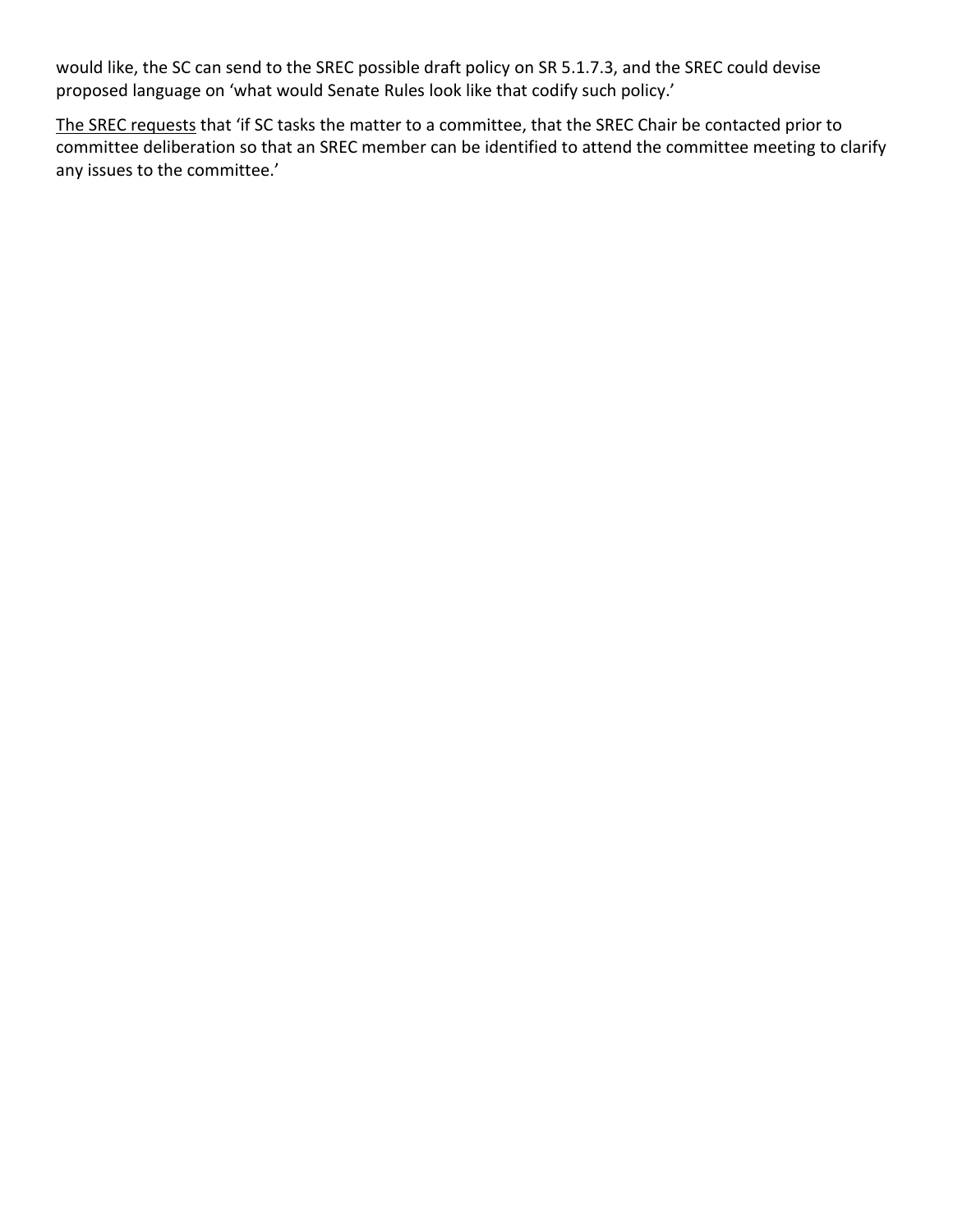would like, the SC can send to the SREC possible draft policy on SR 5.1.7.3, and the SREC could devise proposed language on 'what would Senate Rules look like that codify such policy.'

The SREC requests that 'if SC tasks the matter to a committee, that the SREC Chair be contacted prior to committee deliberation so that an SREC member can be identified to attend the committee meeting to clarify any issues to the committee.'